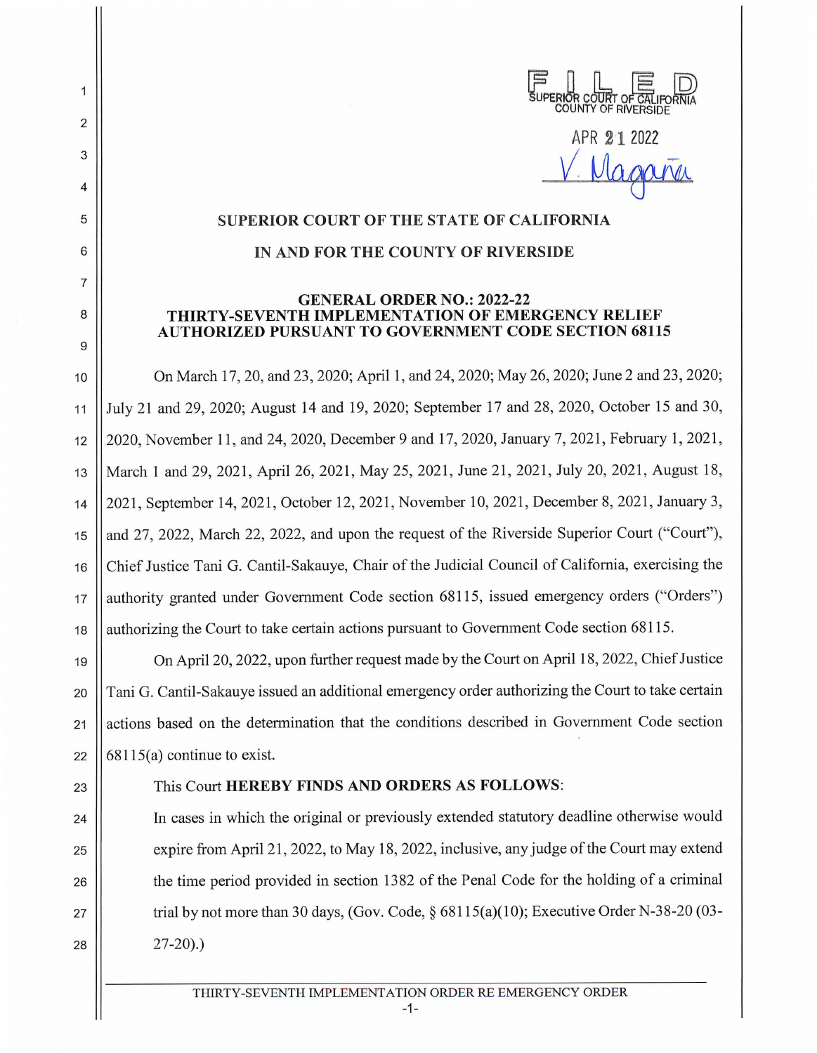FILED
SUPERIOR COURT OF CALIFORNIA
COUNTY OF RIVERSIDE

APR 21 2022

V. Magaña

**SUPERIOR COURT OF THE STATE OF CALIFORNIA**

**IN AND FOR THE COUNTY OF RIVERSIDE**

**GENERAL ORDER NO.: 2022-22**
**THIRTY-SEVENTH IMPLEMENTATION OF EMERGENCY RELIEF AUTHORIZED PURSUANT TO GOVERNMENT CODE SECTION 68115**

On March 17, 20, and 23, 2020; April 1, and 24, 2020; May 26, 2020; June 2 and 23, 2020; July 21 and 29, 2020; August 14 and 19, 2020; September 17 and 28, 2020, October 15 and 30, 2020, November 11, and 24, 2020, December 9 and 17, 2020, January 7, 2021, February 1, 2021, March 1 and 29, 2021, April 26, 2021, May 25, 2021, June 21, 2021, July 20, 2021, August 18, 2021, September 14, 2021, October 12, 2021, November 10, 2021, December 8, 2021, January 3, and 27, 2022, March 22, 2022, and upon the request of the Riverside Superior Court ("Court"), Chief Justice Tani G. Cantil-Sakauye, Chair of the Judicial Council of California, exercising the authority granted under Government Code section 68115, issued emergency orders ("Orders") authorizing the Court to take certain actions pursuant to Government Code section 68115.

On April 20, 2022, upon further request made by the Court on April 18, 2022, Chief Justice Tani G. Cantil-Sakauye issued an additional emergency order authorizing the Court to take certain actions based on the determination that the conditions described in Government Code section 68115(a) continue to exist.

This Court **HEREBY FINDS AND ORDERS AS FOLLOWS**:

In cases in which the original or previously extended statutory deadline otherwise would expire from April 21, 2022, to May 18, 2022, inclusive, any judge of the Court may extend the time period provided in section 1382 of the Penal Code for the holding of a criminal trial by not more than 30 days, (Gov. Code, § 68115(a)(10); Executive Order N-38-20 (03-27-20).)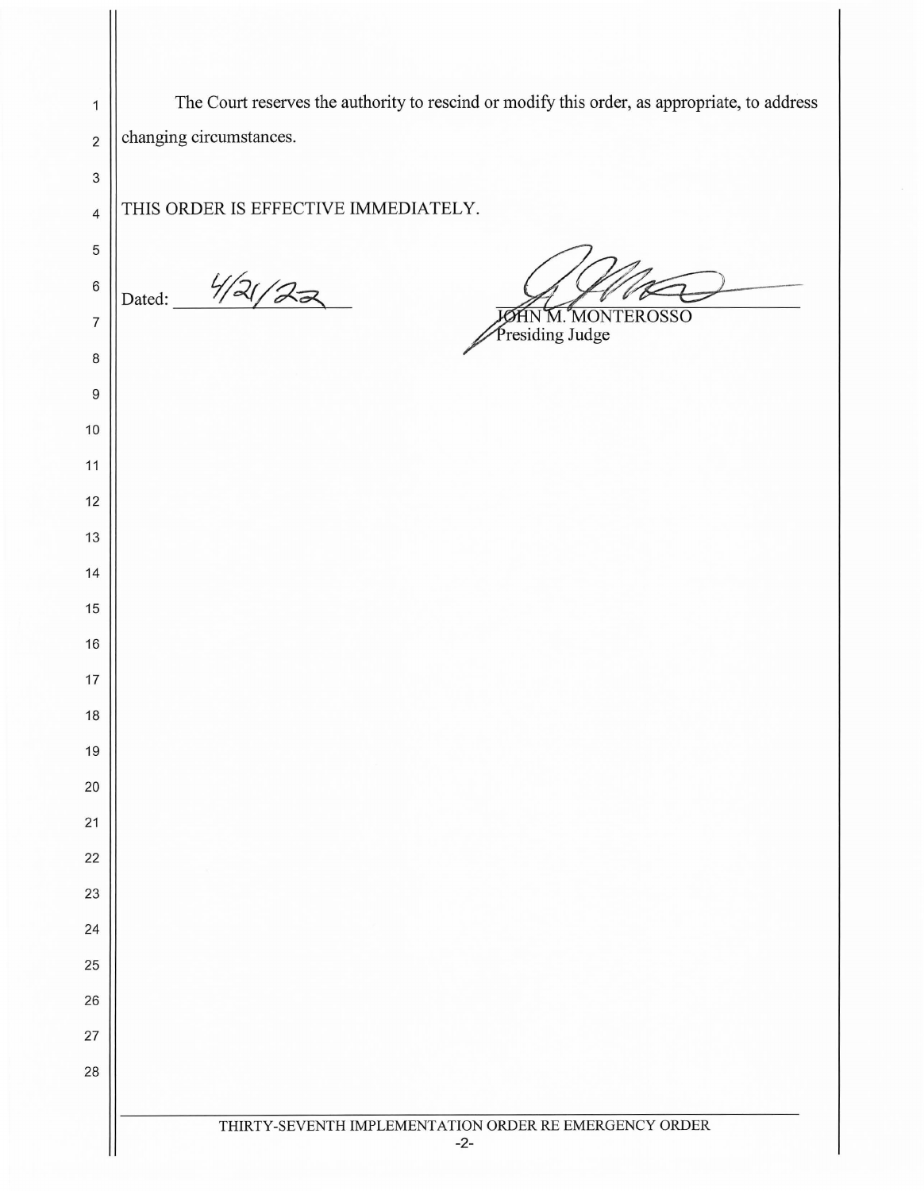The Court reserves the authority to rescind or modify this order, as appropriate, to address changing circumstances.

THIS ORDER IS EFFECTIVE IMMEDIATELY.

Dated: 4/21/22

JOHN M. MONTEROSSO
Presiding Judge